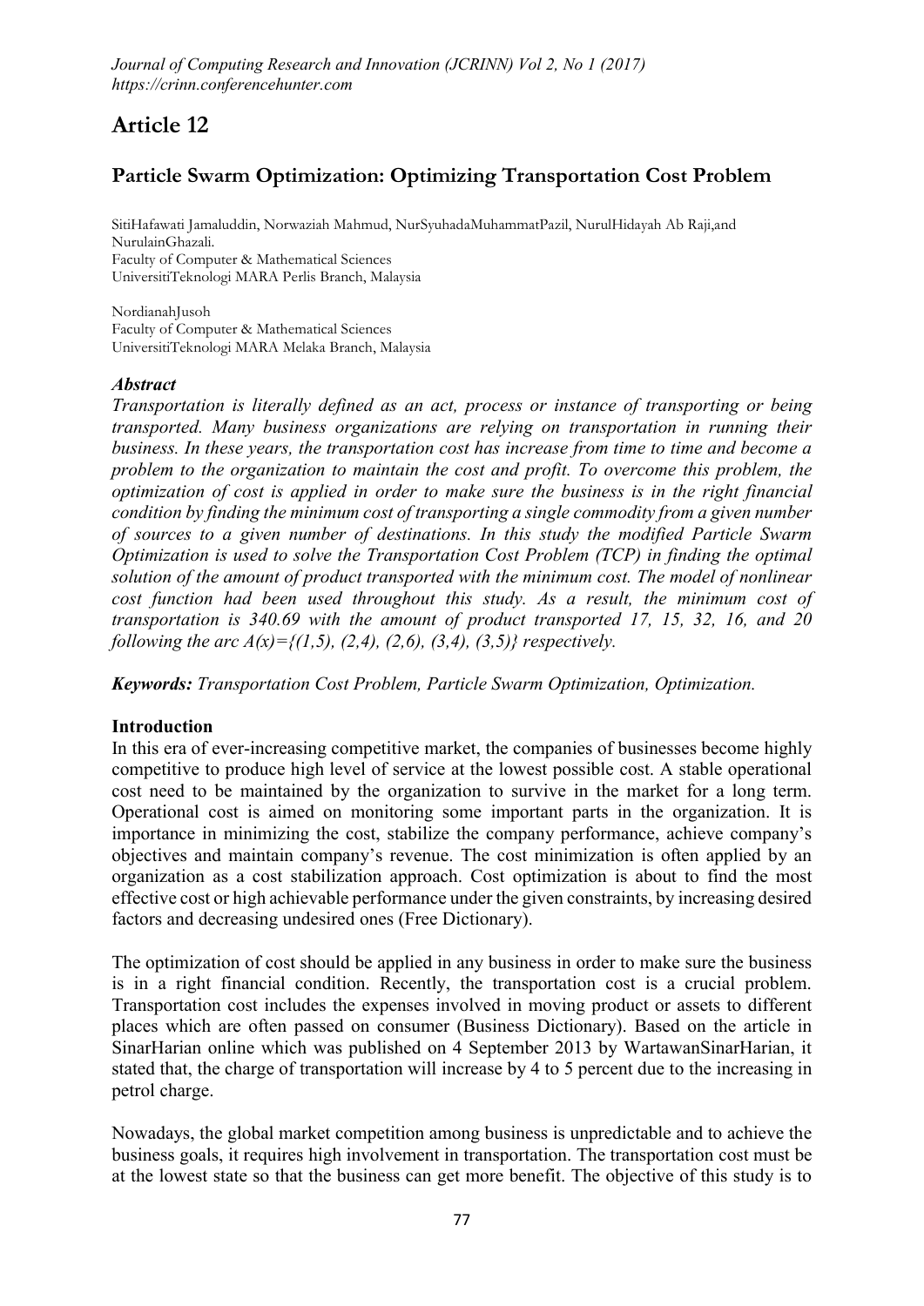# Article 12

## Particle Swarm Optimization: Optimizing Transportation Cost Problem

SitiHafawati Jamaluddin, Norwaziah Mahmud, NurSyuhadaMuhammatPazil, NurulHidayah Ab Raji,and NurulainGhazali.
Faculty of Computer & Mathematical Sciences
UniversitiTeknologi MARA Perlis Branch, Malaysia

NordianahJusoh
Faculty of Computer & Mathematical Sciences
UniversitiTeknologi MARA Melaka Branch, Malaysia

### *Abstract*

*Transportation is literally defined as an act, process or instance of transporting or being transported. Many business organizations are relying on transportation in running their business. In these years, the transportation cost has increase from time to time and become a problem to the organization to maintain the cost and profit. To overcome this problem, the optimization of cost is applied in order to make sure the business is in the right financial condition by finding the minimum cost of transporting a single commodity from a given number of sources to a given number of destinations. In this study the modified Particle Swarm Optimization is used to solve the Transportation Cost Problem (TCP) in finding the optimal solution of the amount of product transported with the minimum cost. The model of nonlinear cost function had been used throughout this study. As a result, the minimum cost of transportation is 340.69 with the amount of product transported 17, 15, 32, 16, and 20 following the arc A(x)={(1,5), (2,4), (2,6), (3,4), (3,5)} respectively.*

***Keywords:*** *Transportation Cost Problem, Particle Swarm Optimization, Optimization.*

### Introduction

In this era of ever-increasing competitive market, the companies of businesses become highly competitive to produce high level of service at the lowest possible cost. A stable operational cost need to be maintained by the organization to survive in the market for a long term. Operational cost is aimed on monitoring some important parts in the organization. It is importance in minimizing the cost, stabilize the company performance, achieve company's objectives and maintain company's revenue. The cost minimization is often applied by an organization as a cost stabilization approach. Cost optimization is about to find the most effective cost or high achievable performance under the given constraints, by increasing desired factors and decreasing undesired ones (Free Dictionary).

The optimization of cost should be applied in any business in order to make sure the business is in a right financial condition. Recently, the transportation cost is a crucial problem. Transportation cost includes the expenses involved in moving product or assets to different places which are often passed on consumer (Business Dictionary). Based on the article in SinarHarian online which was published on 4 September 2013 by WartawanSinarHarian, it stated that, the charge of transportation will increase by 4 to 5 percent due to the increasing in petrol charge.

Nowadays, the global market competition among business is unpredictable and to achieve the business goals, it requires high involvement in transportation. The transportation cost must be at the lowest state so that the business can get more benefit. The objective of this study is to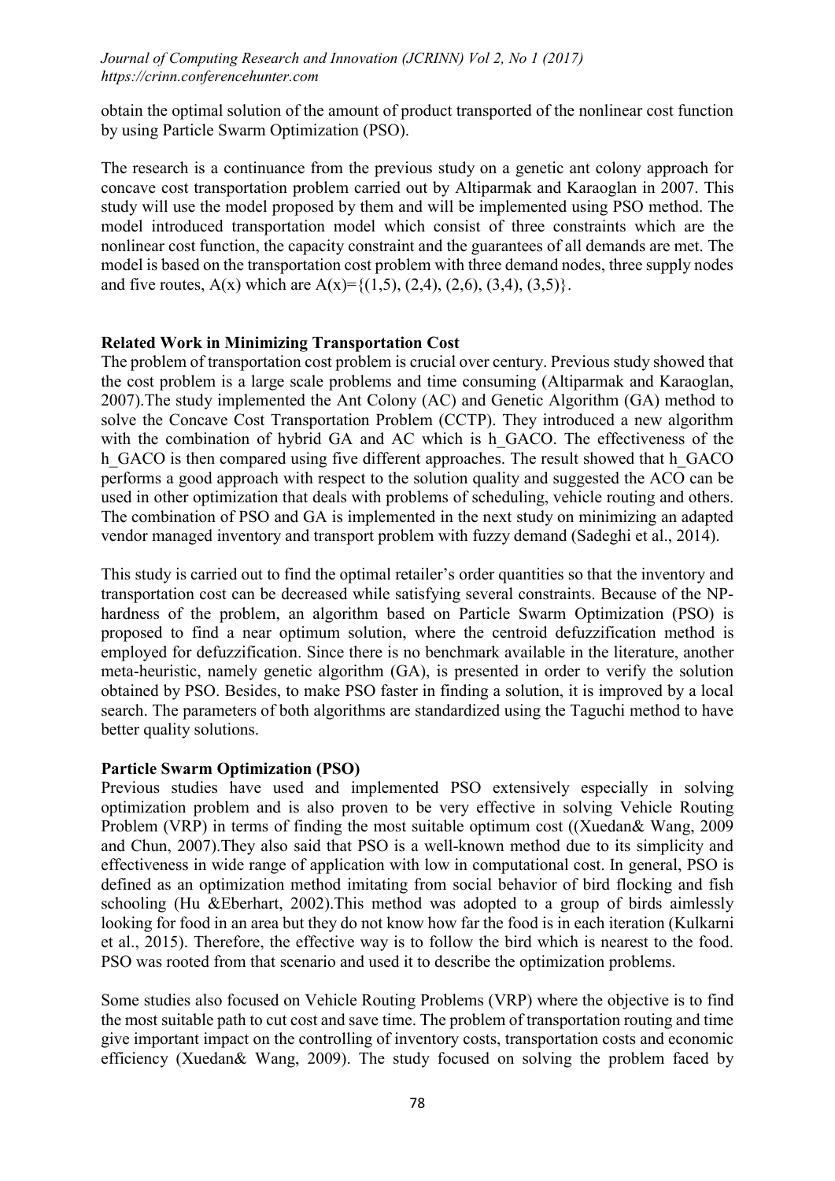obtain the optimal solution of the amount of product transported of the nonlinear cost function by using Particle Swarm Optimization (PSO).

The research is a continuance from the previous study on a genetic ant colony approach for concave cost transportation problem carried out by Altiparmak and Karaoglan in 2007. This study will use the model proposed by them and will be implemented using PSO method. The model introduced transportation model which consist of three constraints which are the nonlinear cost function, the capacity constraint and the guarantees of all demands are met. The model is based on the transportation cost problem with three demand nodes, three supply nodes and five routes, $A(x)$ which are $A(x)=\{(1,5), (2,4), (2,6), (3,4), (3,5)\}$.

## Related Work in Minimizing Transportation Cost

The problem of transportation cost problem is crucial over century. Previous study showed that the cost problem is a large scale problems and time consuming (Altiparmak and Karaoglan, 2007).The study implemented the Ant Colony (AC) and Genetic Algorithm (GA) method to solve the Concave Cost Transportation Problem (CCTP). They introduced a new algorithm with the combination of hybrid GA and AC which is h_GACO. The effectiveness of the h_GACO is then compared using five different approaches. The result showed that h_GACO performs a good approach with respect to the solution quality and suggested the ACO can be used in other optimization that deals with problems of scheduling, vehicle routing and others. The combination of PSO and GA is implemented in the next study on minimizing an adapted vendor managed inventory and transport problem with fuzzy demand (Sadeghi et al., 2014).

This study is carried out to find the optimal retailer's order quantities so that the inventory and transportation cost can be decreased while satisfying several constraints. Because of the NP-hardness of the problem, an algorithm based on Particle Swarm Optimization (PSO) is proposed to find a near optimum solution, where the centroid defuzzification method is employed for defuzzification. Since there is no benchmark available in the literature, another meta-heuristic, namely genetic algorithm (GA), is presented in order to verify the solution obtained by PSO. Besides, to make PSO faster in finding a solution, it is improved by a local search. The parameters of both algorithms are standardized using the Taguchi method to have better quality solutions.

## Particle Swarm Optimization (PSO)

Previous studies have used and implemented PSO extensively especially in solving optimization problem and is also proven to be very effective in solving Vehicle Routing Problem (VRP) in terms of finding the most suitable optimum cost ((Xuedan& Wang, 2009 and Chun, 2007).They also said that PSO is a well-known method due to its simplicity and effectiveness in wide range of application with low in computational cost. In general, PSO is defined as an optimization method imitating from social behavior of bird flocking and fish schooling (Hu &Eberhart, 2002).This method was adopted to a group of birds aimlessly looking for food in an area but they do not know how far the food is in each iteration (Kulkarni et al., 2015). Therefore, the effective way is to follow the bird which is nearest to the food. PSO was rooted from that scenario and used it to describe the optimization problems.

Some studies also focused on Vehicle Routing Problems (VRP) where the objective is to find the most suitable path to cut cost and save time. The problem of transportation routing and time give important impact on the controlling of inventory costs, transportation costs and economic efficiency (Xuedan& Wang, 2009). The study focused on solving the problem faced by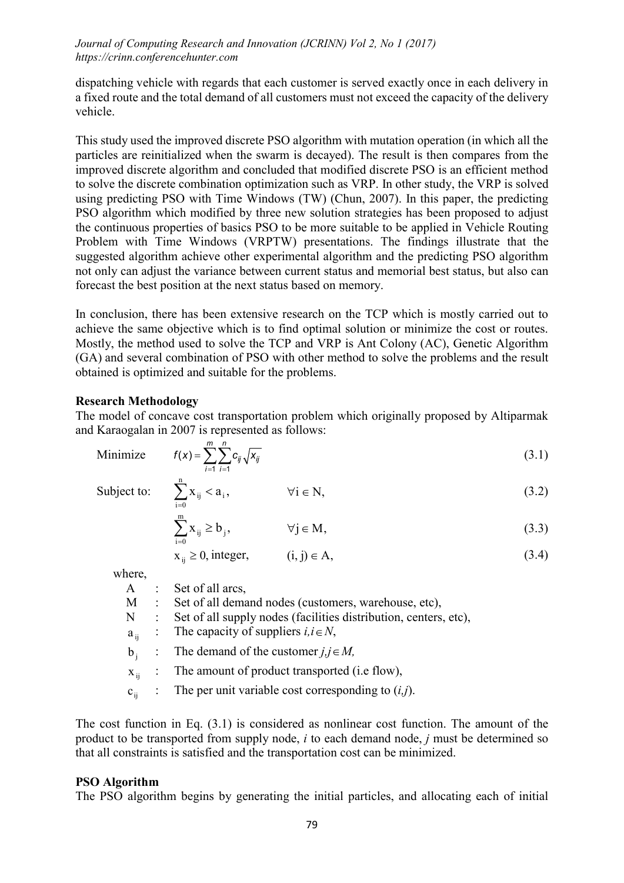dispatching vehicle with regards that each customer is served exactly once in each delivery in a fixed route and the total demand of all customers must not exceed the capacity of the delivery vehicle.

This study used the improved discrete PSO algorithm with mutation operation (in which all the particles are reinitialized when the swarm is decayed). The result is then compares from the improved discrete algorithm and concluded that modified discrete PSO is an efficient method to solve the discrete combination optimization such as VRP. In other study, the VRP is solved using predicting PSO with Time Windows (TW) (Chun, 2007). In this paper, the predicting PSO algorithm which modified by three new solution strategies has been proposed to adjust the continuous properties of basics PSO to be more suitable to be applied in Vehicle Routing Problem with Time Windows (VRPTW) presentations. The findings illustrate that the suggested algorithm achieve other experimental algorithm and the predicting PSO algorithm not only can adjust the variance between current status and memorial best status, but also can forecast the best position at the next status based on memory.

In conclusion, there has been extensive research on the TCP which is mostly carried out to achieve the same objective which is to find optimal solution or minimize the cost or routes. Mostly, the method used to solve the TCP and VRP is Ant Colony (AC), Genetic Algorithm (GA) and several combination of PSO with other method to solve the problems and the result obtained is optimized and suitable for the problems.

**Research Methodology**

The model of concave cost transportation problem which originally proposed by Altiparmak and Karaogalan in 2007 is represented as follows:

$$\text{Minimize} \quad f(x) = \sum_{i=1}^{m} \sum_{i=1}^{n} c_{ij} \sqrt{x_{ij}} \tag{3.1}$$

$$\text{Subject to:} \quad \sum_{i=0}^{n} x_{ij} < a_i, \qquad \forall i \in N, \tag{3.2}$$

$$\sum_{i=0}^{m} x_{ij} \geq b_j, \qquad \forall j \in M, \tag{3.3}$$

$$x_{ij} \geq 0, \text{ integer}, \qquad (i, j) \in A, \tag{3.4}$$

where,

- A : Set of all arcs,
- M : Set of all demand nodes (customers, warehouse, etc),
- N : Set of all supply nodes (facilities distribution, centers, etc),
- $a_{ij}$ : The capacity of suppliers $i, i \in N$,
- $b_j$ : The demand of the customer $j, j \in M$,
- $x_{ij}$ : The amount of product transported (i.e flow),
- $c_{ij}$ : The per unit variable cost corresponding to $(i,j)$.

The cost function in Eq. (3.1) is considered as nonlinear cost function. The amount of the product to be transported from supply node, *i* to each demand node, *j* must be determined so that all constraints is satisfied and the transportation cost can be minimized.

**PSO Algorithm**

The PSO algorithm begins by generating the initial particles, and allocating each of initial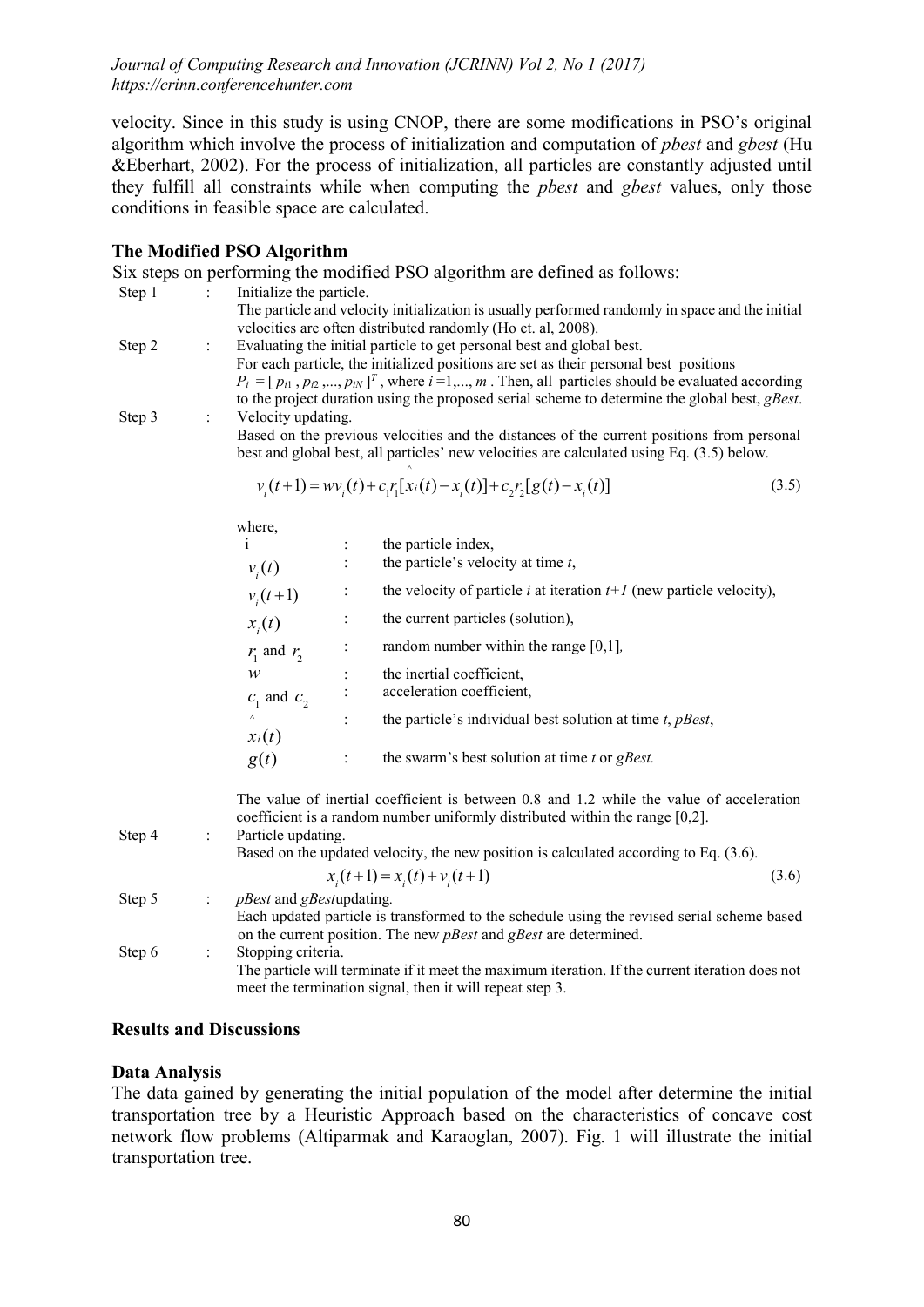velocity. Since in this study is using CNOP, there are some modifications in PSO's original algorithm which involve the process of initialization and computation of *pbest* and *gbest* (Hu &Eberhart, 2002). For the process of initialization, all particles are constantly adjusted until they fulfill all constraints while when computing the *pbest* and *gbest* values, only those conditions in feasible space are calculated.

### The Modified PSO Algorithm

Six steps on performing the modified PSO algorithm are defined as follows:

Step 1 : Initialize the particle.
The particle and velocity initialization is usually performed randomly in space and the initial velocities are often distributed randomly (Ho et. al, 2008).

Step 2 : Evaluating the initial particle to get personal best and global best.
For each particle, the initialized positions are set as their personal best positions $P_i = [p_{i1}, p_{i2}, ..., p_{iN}]^T$, where $i = 1, ..., m$. Then, all particles should be evaluated according to the project duration using the proposed serial scheme to determine the global best, *gBest*.

Step 3 : Velocity updating.
Based on the previous velocities and the distances of the current positions from personal best and global best, all particles' new velocities are calculated using Eq. (3.5) below.

$$v_i(t+1) = wv_i(t) + c_1r_1[\hat{x}_i(t) - x_i(t)] + c_2r_2[g(t) - x_i(t)] \tag{3.5}$$

where,

| | | |
|---|---|---|
| i | : | the particle index, |
| $v_i(t)$ | : | the particle's velocity at time *t*, |
| $v_i(t+1)$ | : | the velocity of particle *i* at iteration *t+1* (new particle velocity), |
| $x_i(t)$ | : | the current particles (solution), |
| $r_1$ and $r_2$ | : | random number within the range [0,1], |
| $w$ | : | the inertial coefficient, |
| $c_1$ and $c_2$ | : | acceleration coefficient, |
| $\hat{x}_i(t)$ | : | the particle's individual best solution at time *t*, *pBest*, |
| $g(t)$ | : | the swarm's best solution at time *t* or *gBest.* |

The value of inertial coefficient is between 0.8 and 1.2 while the value of acceleration coefficient is a random number uniformly distributed within the range [0,2].

Step 4 : Particle updating.
Based on the updated velocity, the new position is calculated according to Eq. (3.6).

$$x_i(t+1) = x_i(t) + v_i(t+1) \tag{3.6}$$

Step 5 : *pBest* and *gBest*updating.
Each updated particle is transformed to the schedule using the revised serial scheme based on the current position. The new *pBest* and *gBest* are determined.

Step 6 : Stopping criteria.
The particle will terminate if it meet the maximum iteration. If the current iteration does not meet the termination signal, then it will repeat step 3.

## Results and Discussions

### Data Analysis

The data gained by generating the initial population of the model after determine the initial transportation tree by a Heuristic Approach based on the characteristics of concave cost network flow problems (Altiparmak and Karaoglan, 2007). Fig. 1 will illustrate the initial transportation tree.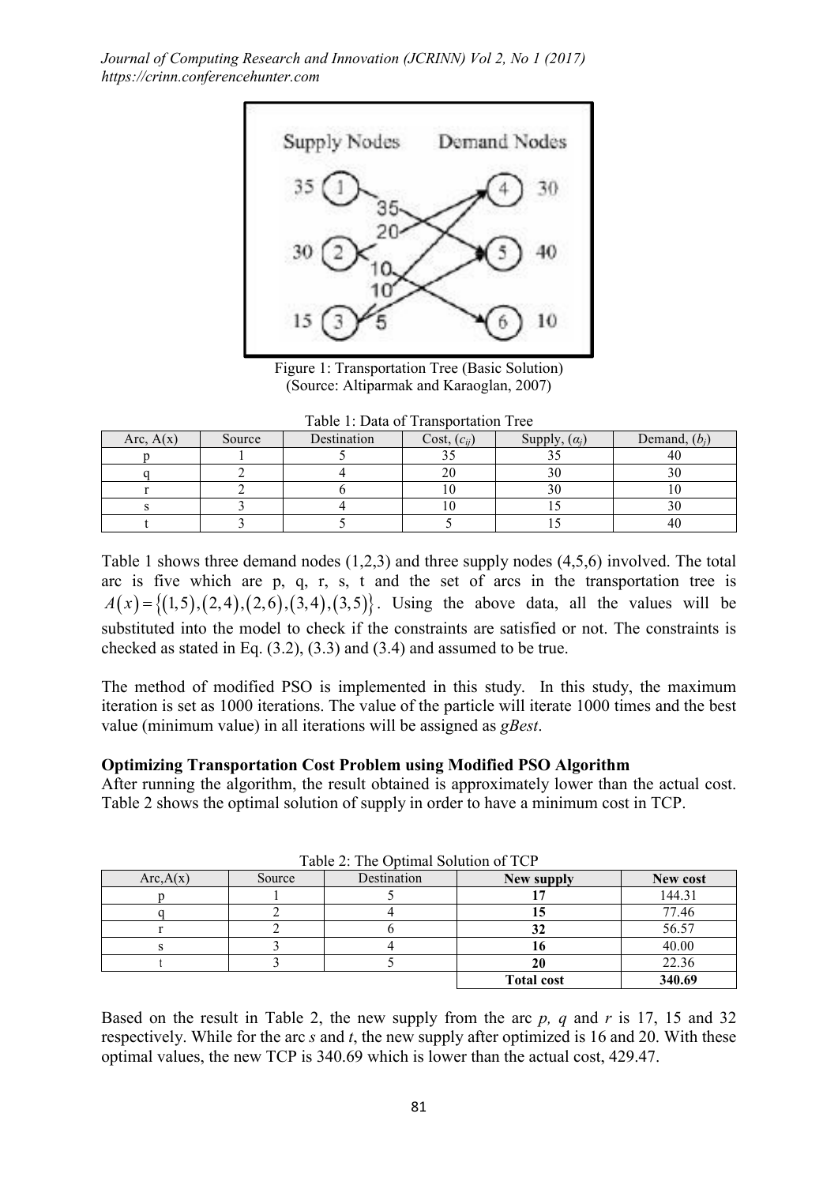Figure 1: Transportation Tree (Basic Solution)
(Source: Altiparmak and Karaoglan, 2007)

Table 1: Data of Transportation Tree

| Arc, A(x) | Source | Destination | Cost, ($c_{ij}$) | Supply, ($a_i$) | Demand, ($b_j$) |
|---|---|---|---|---|---|
| p | 1 | 5 | 35 | 35 | 40 |
| q | 2 | 4 | 20 | 30 | 30 |
| r | 2 | 6 | 10 | 30 | 10 |
| s | 3 | 4 | 10 | 15 | 30 |
| t | 3 | 5 | 5 | 15 | 40 |

Table 1 shows three demand nodes (1,2,3) and three supply nodes (4,5,6) involved. The total arc is five which are p, q, r, s, t and the set of arcs in the transportation tree is $A(x) = \{(1,5),(2,4),(2,6),(3,4),(3,5)\}$. Using the above data, all the values will be substituted into the model to check if the constraints are satisfied or not. The constraints is checked as stated in Eq. (3.2), (3.3) and (3.4) and assumed to be true.

The method of modified PSO is implemented in this study. In this study, the maximum iteration is set as 1000 iterations. The value of the particle will iterate 1000 times and the best value (minimum value) in all iterations will be assigned as *gBest*.

**Optimizing Transportation Cost Problem using Modified PSO Algorithm**

After running the algorithm, the result obtained is approximately lower than the actual cost. Table 2 shows the optimal solution of supply in order to have a minimum cost in TCP.

Table 2: The Optimal Solution of TCP

| Arc,A(x) | Source | Destination | **New supply** | **New cost** |
|---|---|---|---|---|
| p | 1 | 5 | **17** | 144.31 |
| q | 2 | 4 | **15** | 77.46 |
| r | 2 | 6 | **32** | 56.57 |
| s | 3 | 4 | **16** | 40.00 |
| t | 3 | 5 | **20** | 22.36 |
| | | | **Total cost** | **340.69** |

Based on the result in Table 2, the new supply from the arc *p, q* and *r* is 17, 15 and 32 respectively. While for the arc *s* and *t*, the new supply after optimized is 16 and 20. With these optimal values, the new TCP is 340.69 which is lower than the actual cost, 429.47.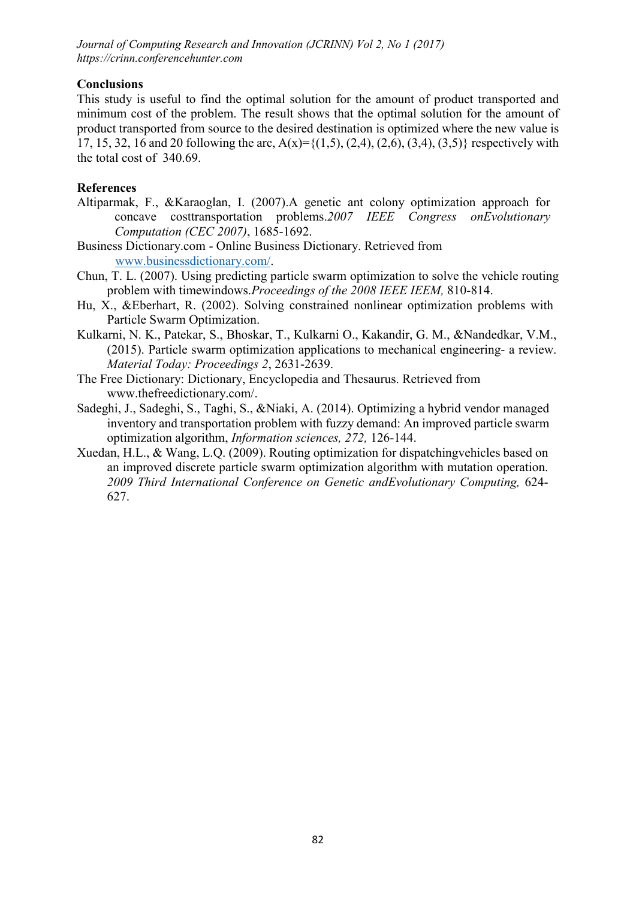## Conclusions

This study is useful to find the optimal solution for the amount of product transported and minimum cost of the problem. The result shows that the optimal solution for the amount of product transported from source to the desired destination is optimized where the new value is 17, 15, 32, 16 and 20 following the arc, $A(x)=\{(1,5), (2,4), (2,6), (3,4), (3,5)\}$ respectively with the total cost of 340.69.

## References

Altiparmak, F., &Karaoglan, I. (2007).A genetic ant colony optimization approach for concave costtransportation problems.*2007 IEEE Congress onEvolutionary Computation (CEC 2007)*, 1685-1692.

Business Dictionary.com - Online Business Dictionary. Retrieved from www.businessdictionary.com/.

Chun, T. L. (2007). Using predicting particle swarm optimization to solve the vehicle routing problem with timewindows.*Proceedings of the 2008 IEEE IEEM,* 810-814.

Hu, X., &Eberhart, R. (2002). Solving constrained nonlinear optimization problems with Particle Swarm Optimization.

Kulkarni, N. K., Patekar, S., Bhoskar, T., Kulkarni O., Kakandir, G. M., &Nandedkar, V.M., (2015). Particle swarm optimization applications to mechanical engineering- a review. *Material Today: Proceedings 2*, 2631-2639.

The Free Dictionary: Dictionary, Encyclopedia and Thesaurus. Retrieved from www.thefreedictionary.com/.

Sadeghi, J., Sadeghi, S., Taghi, S., &Niaki, A. (2014). Optimizing a hybrid vendor managed inventory and transportation problem with fuzzy demand: An improved particle swarm optimization algorithm, *Information sciences, 272,* 126-144.

Xuedan, H.L., & Wang, L.Q. (2009). Routing optimization for dispatchingvehicles based on an improved discrete particle swarm optimization algorithm with mutation operation. *2009 Third International Conference on Genetic andEvolutionary Computing,* 624-627.